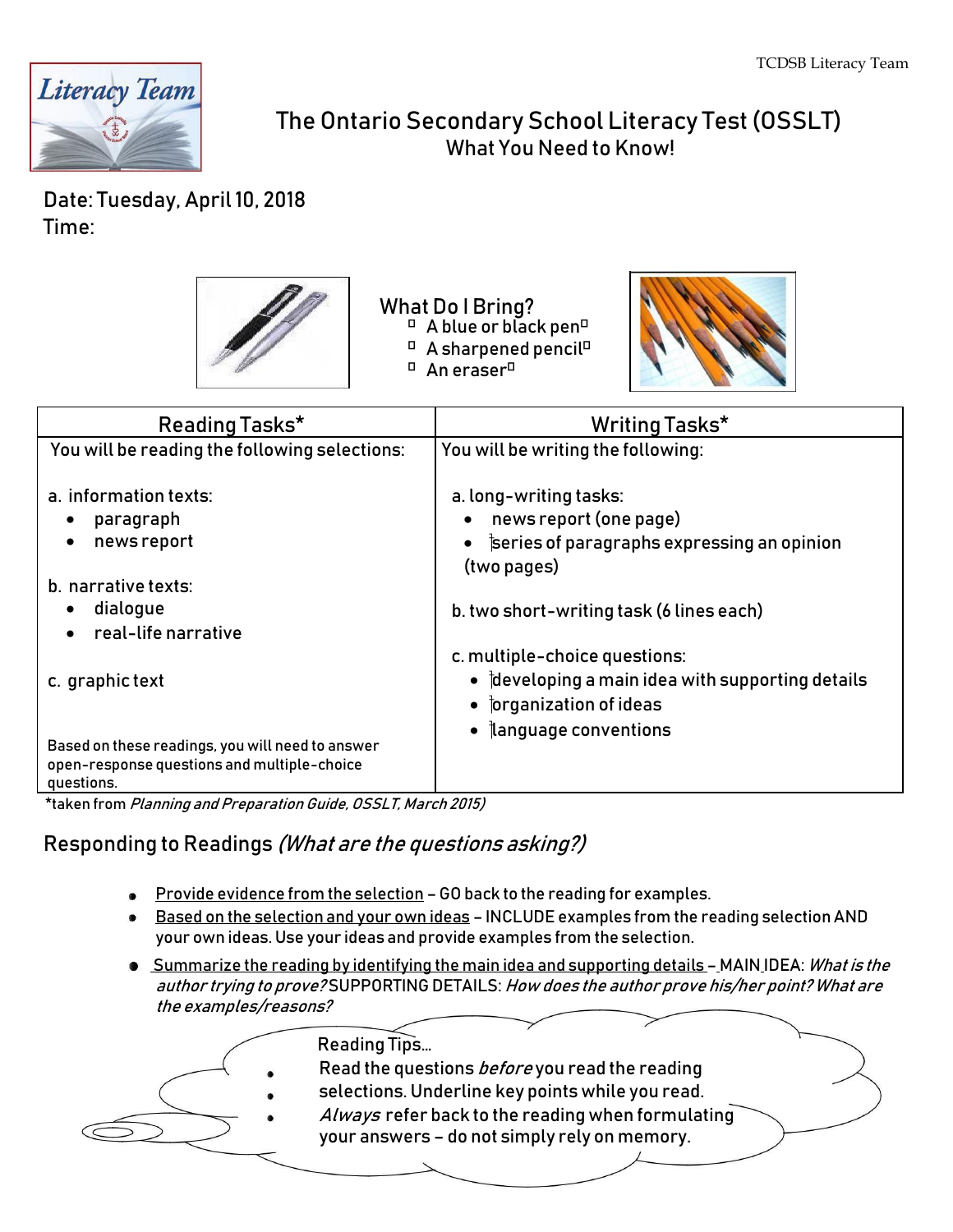TCDSB Literacy Team

# The Ontario Secondary School Literacy Test (OSSLT)

## What You Need to Know!

Date: Tuesday, April 10, 2018
Time:

### What Do I Bring?

- A blue or black pen
- A sharpened pencil
- An eraser

| Reading Tasks* | Writing Tasks* |
|---|---|
| You will be reading the following selections:<br><br>a. information texts:<br>• paragraph<br>• news report<br><br>b. narrative texts:<br>• dialogue<br>• real-life narrative<br><br>c. graphic text<br><br>Based on these readings, you will need to answer open-response questions and multiple-choice questions. | You will be writing the following:<br><br>a. long-writing tasks:<br>• news report (one page)<br>• series of paragraphs expressing an opinion (two pages)<br><br>b. two short-writing task (6 lines each)<br><br>c. multiple-choice questions:<br>• developing a main idea with supporting details<br>• organization of ideas<br>• language conventions |

*taken from *Planning and Preparation Guide, OSSLT, March 2015)*

## Responding to Readings *(What are the questions asking?)*

- Provide evidence from the selection – GO back to the reading for examples.
- Based on the selection and your own ideas – INCLUDE examples from the reading selection AND your own ideas. Use your ideas and provide examples from the selection.
- Summarize the reading by identifying the main idea and supporting details – MAIN IDEA: *What is the author trying to prove?* SUPPORTING DETAILS: *How does the author prove his/her point? What are the examples/reasons?*

Reading Tips...

- Read the questions *before* you read the reading selections. Underline key points while you read.
- *Always* refer back to the reading when formulating your answers – do not simply rely on memory.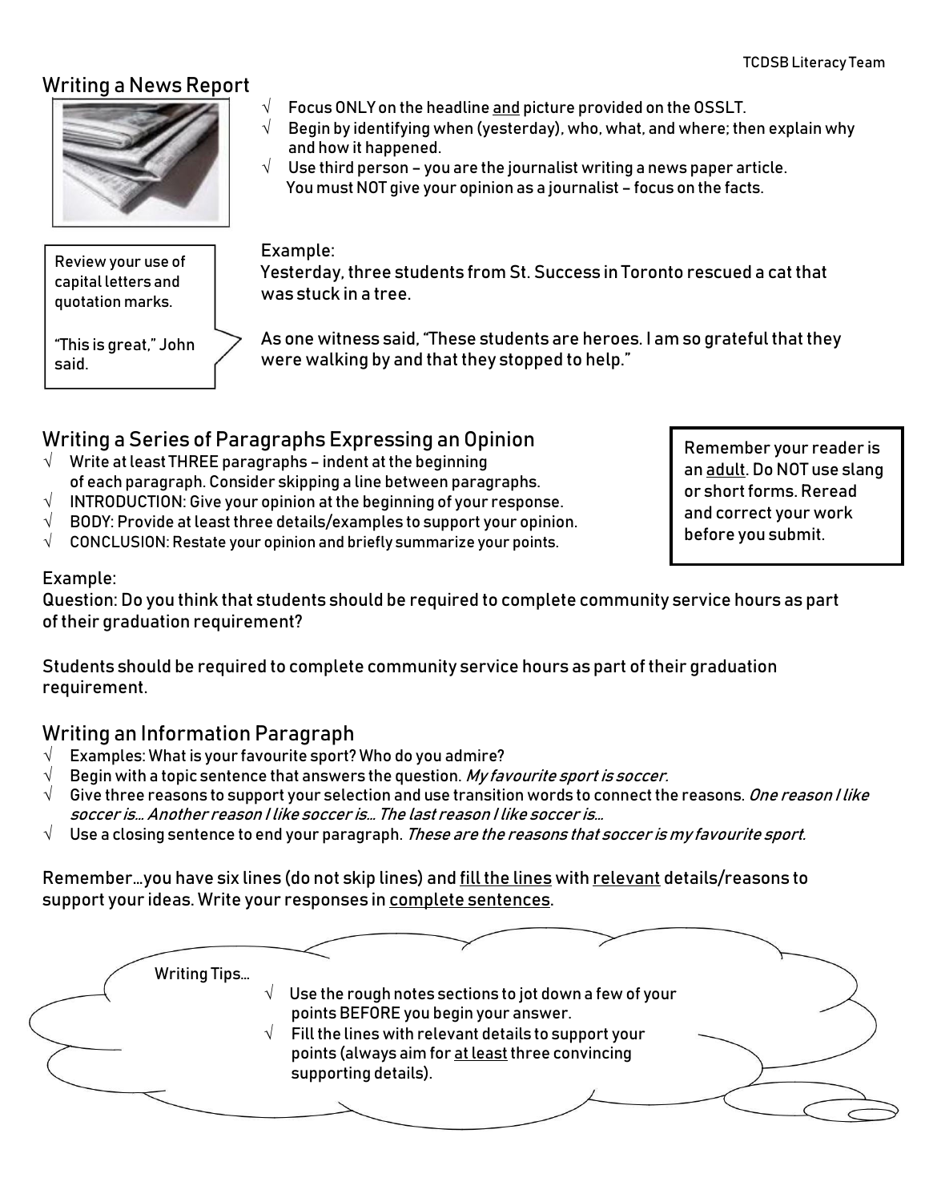TCDSB Literacy Team

## Writing a News Report

- √ Focus ONLY on the headline and picture provided on the OSSLT.
- √ Begin by identifying when (yesterday), who, what, and where; then explain why and how it happened.
- √ Use third person – you are the journalist writing a news paper article. You must NOT give your opinion as a journalist – focus on the facts.

Review your use of capital letters and quotation marks.

"This is great," John said.

Example:

Yesterday, three students from St. Success in Toronto rescued a cat that was stuck in a tree.

As one witness said, "These students are heroes. I am so grateful that they were walking by and that they stopped to help."

## Writing a Series of Paragraphs Expressing an Opinion

- √ Write at least THREE paragraphs – indent at the beginning of each paragraph. Consider skipping a line between paragraphs.
- √ INTRODUCTION: Give your opinion at the beginning of your response.
- √ BODY: Provide at least three details/examples to support your opinion.
- √ CONCLUSION: Restate your opinion and briefly summarize your points.

Remember your reader is an adult. Do NOT use slang or short forms. Reread and correct your work before you submit.

Example:

Question: Do you think that students should be required to complete community service hours as part of their graduation requirement?

Students should be required to complete community service hours as part of their graduation requirement.

## Writing an Information Paragraph

- √ Examples: What is your favourite sport? Who do you admire?
- √ Begin with a topic sentence that answers the question. *My favourite sport is soccer.*
- √ Give three reasons to support your selection and use transition words to connect the reasons. *One reason I like soccer is… Another reason I like soccer is… The last reason I like soccer is…*
- √ Use a closing sentence to end your paragraph. *These are the reasons that soccer is my favourite sport.*

Remember…you have six lines (do not skip lines) and fill the lines with relevant details/reasons to support your ideas. Write your responses in complete sentences.

Writing Tips…

- √ Use the rough notes sections to jot down a few of your points BEFORE you begin your answer.
- √ Fill the lines with relevant details to support your points (always aim for at least three convincing supporting details).